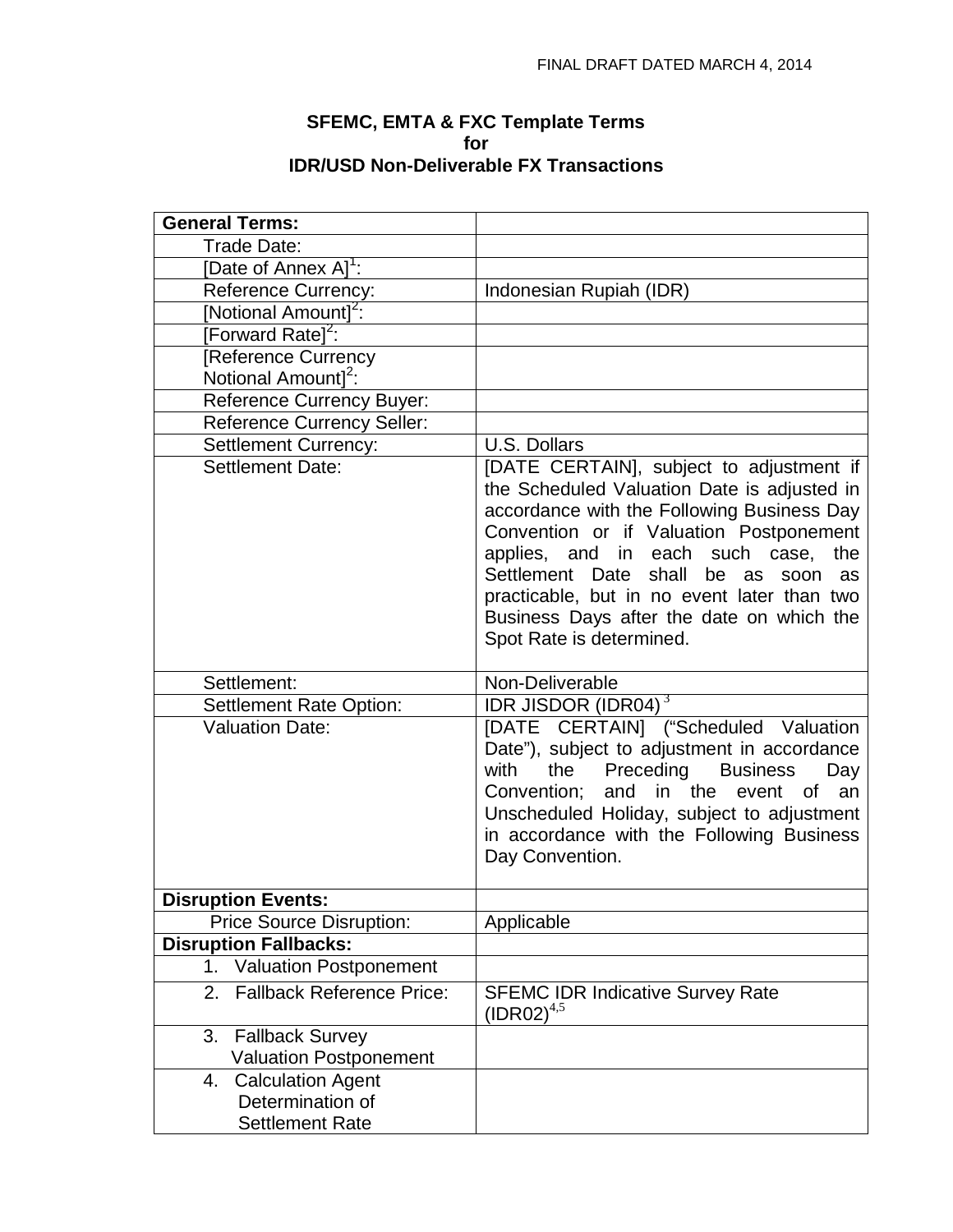FINAL DRAFT DATED MARCH 4, 2014

**SFEMC, EMTA & FXC Template Terms**
**for**
**IDR/USD Non-Deliverable FX Transactions**

| **General Terms:** | |
|---|---|
| Trade Date: | |
| [Date of Annex A][1]: | |
| Reference Currency: | Indonesian Rupiah (IDR) |
| [Notional Amount][2]: | |
| [Forward Rate][2]: | |
| [Reference Currency Notional Amount][2]: | |
| Reference Currency Buyer: | |
| Reference Currency Seller: | |
| Settlement Currency: | U.S. Dollars |
| Settlement Date: | [DATE CERTAIN], subject to adjustment if the Scheduled Valuation Date is adjusted in accordance with the Following Business Day Convention or if Valuation Postponement applies, and in each such case, the Settlement Date shall be as soon as practicable, but in no event later than two Business Days after the date on which the Spot Rate is determined. |
| Settlement: | Non-Deliverable |
| Settlement Rate Option: | IDR JISDOR (IDR04) [3] |
| Valuation Date: | [DATE CERTAIN] ("Scheduled Valuation Date"), subject to adjustment in accordance with the Preceding Business Day Convention; and in the event of an Unscheduled Holiday, subject to adjustment in accordance with the Following Business Day Convention. |
| **Disruption Events:** | |
| Price Source Disruption: | Applicable |
| **Disruption Fallbacks:** | |
| 1. Valuation Postponement | |
| 2. Fallback Reference Price: | SFEMC IDR Indicative Survey Rate (IDR02)[4,5] |
| 3. Fallback Survey Valuation Postponement | |
| 4. Calculation Agent Determination of Settlement Rate | |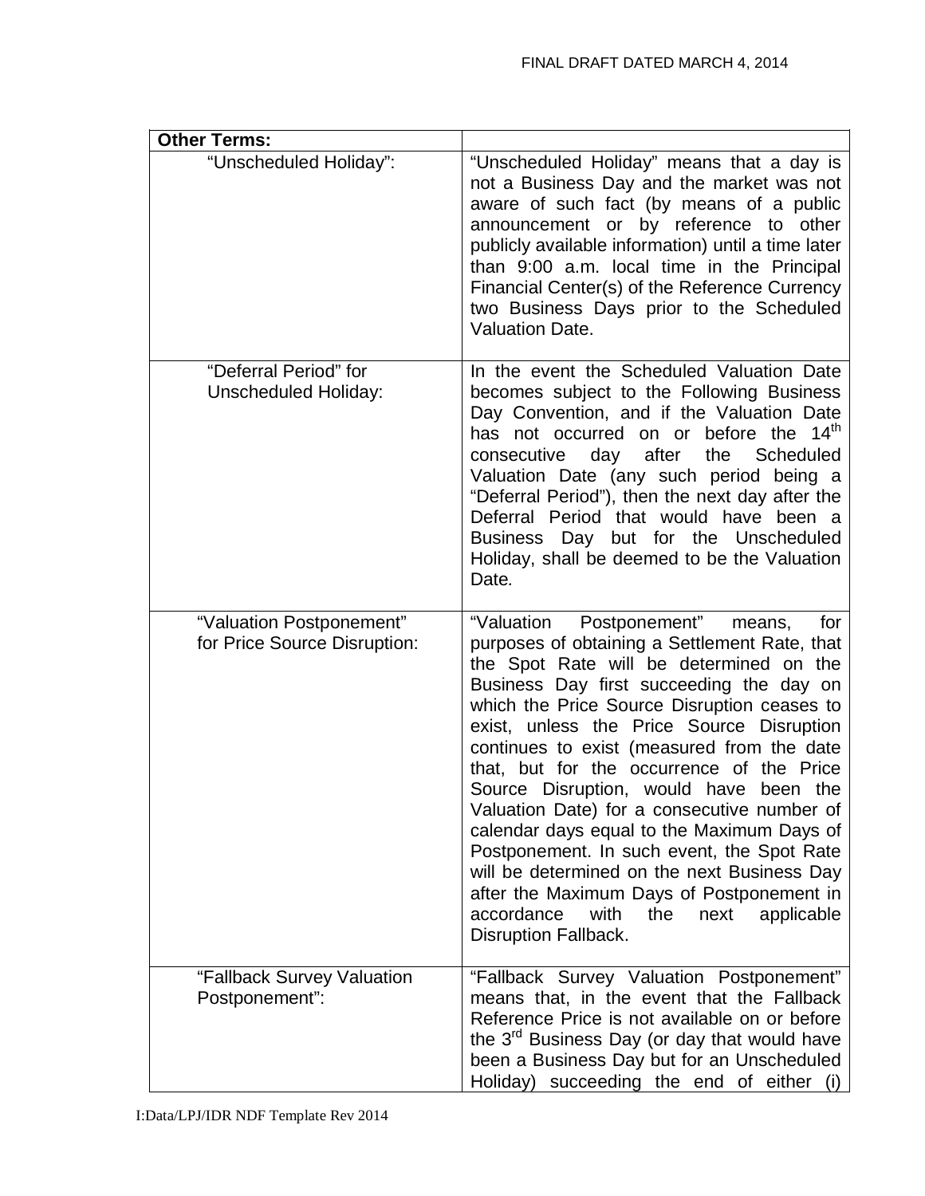| **Other Terms:** | |
|---|---|
| "Unscheduled Holiday": | "Unscheduled Holiday" means that a day is not a Business Day and the market was not aware of such fact (by means of a public announcement or by reference to other publicly available information) until a time later than 9:00 a.m. local time in the Principal Financial Center(s) of the Reference Currency two Business Days prior to the Scheduled Valuation Date. |
| "Deferral Period" for Unscheduled Holiday: | In the event the Scheduled Valuation Date becomes subject to the Following Business Day Convention, and if the Valuation Date has not occurred on or before the 14th consecutive day after the Scheduled Valuation Date (any such period being a "Deferral Period"), then the next day after the Deferral Period that would have been a Business Day but for the Unscheduled Holiday, shall be deemed to be the Valuation Date. |
| "Valuation Postponement" for Price Source Disruption: | "Valuation Postponement" means, for purposes of obtaining a Settlement Rate, that the Spot Rate will be determined on the Business Day first succeeding the day on which the Price Source Disruption ceases to exist, unless the Price Source Disruption continues to exist (measured from the date that, but for the occurrence of the Price Source Disruption, would have been the Valuation Date) for a consecutive number of calendar days equal to the Maximum Days of Postponement. In such event, the Spot Rate will be determined on the next Business Day after the Maximum Days of Postponement in accordance with the next applicable Disruption Fallback. |
| "Fallback Survey Valuation Postponement": | "Fallback Survey Valuation Postponement" means that, in the event that the Fallback Reference Price is not available on or before the 3rd Business Day (or day that would have been a Business Day but for an Unscheduled Holiday) succeeding the end of either (i) |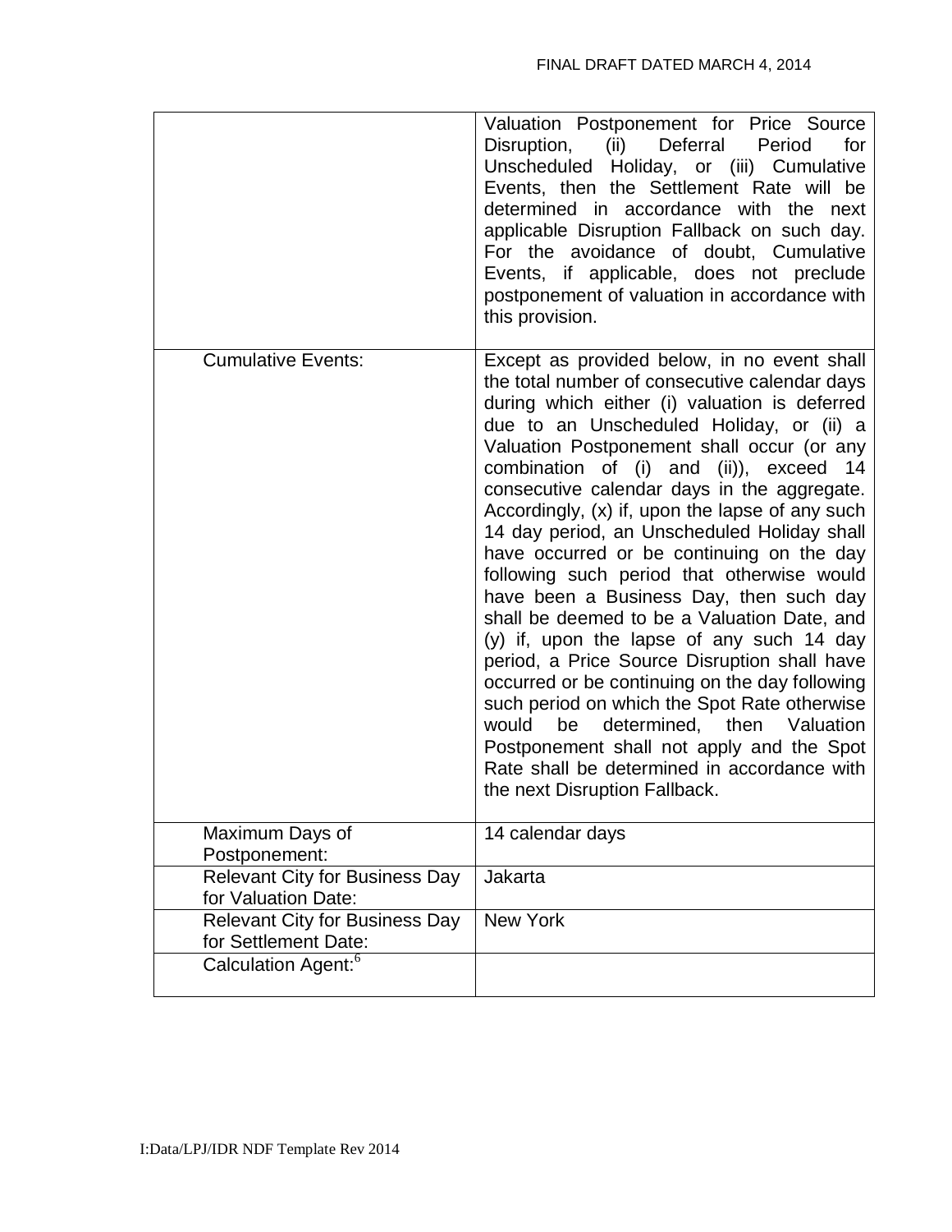| | |
|---|---|
| | Valuation Postponement for Price Source Disruption, (ii) Deferral Period for Unscheduled Holiday, or (iii) Cumulative Events, then the Settlement Rate will be determined in accordance with the next applicable Disruption Fallback on such day. For the avoidance of doubt, Cumulative Events, if applicable, does not preclude postponement of valuation in accordance with this provision. |
| Cumulative Events: | Except as provided below, in no event shall the total number of consecutive calendar days during which either (i) valuation is deferred due to an Unscheduled Holiday, or (ii) a Valuation Postponement shall occur (or any combination of (i) and (ii)), exceed 14 consecutive calendar days in the aggregate. Accordingly, (x) if, upon the lapse of any such 14 day period, an Unscheduled Holiday shall have occurred or be continuing on the day following such period that otherwise would have been a Business Day, then such day shall be deemed to be a Valuation Date, and (y) if, upon the lapse of any such 14 day period, a Price Source Disruption shall have occurred or be continuing on the day following such period on which the Spot Rate otherwise would be determined, then Valuation Postponement shall not apply and the Spot Rate shall be determined in accordance with the next Disruption Fallback. |
| Maximum Days of Postponement: | 14 calendar days |
| Relevant City for Business Day for Valuation Date: | Jakarta |
| Relevant City for Business Day for Settlement Date: | New York |
| Calculation Agent:[6] | |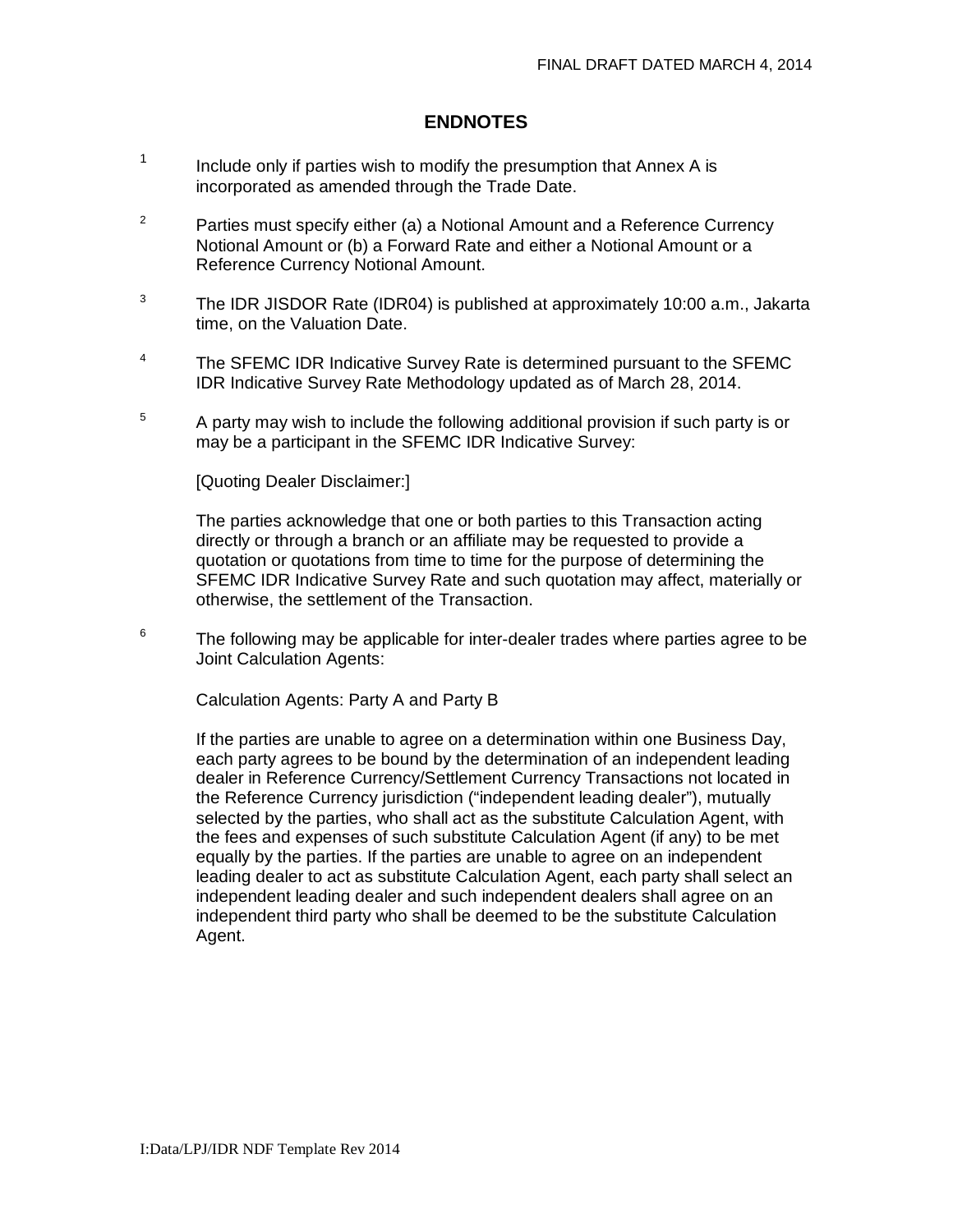## ENDNOTES

1. Include only if parties wish to modify the presumption that Annex A is incorporated as amended through the Trade Date.

2. Parties must specify either (a) a Notional Amount and a Reference Currency Notional Amount or (b) a Forward Rate and either a Notional Amount or a Reference Currency Notional Amount.

3. The IDR JISDOR Rate (IDR04) is published at approximately 10:00 a.m., Jakarta time, on the Valuation Date.

4. The SFEMC IDR Indicative Survey Rate is determined pursuant to the SFEMC IDR Indicative Survey Rate Methodology updated as of March 28, 2014.

5. A party may wish to include the following additional provision if such party is or may be a participant in the SFEMC IDR Indicative Survey:

   [Quoting Dealer Disclaimer:]

   The parties acknowledge that one or both parties to this Transaction acting directly or through a branch or an affiliate may be requested to provide a quotation or quotations from time to time for the purpose of determining the SFEMC IDR Indicative Survey Rate and such quotation may affect, materially or otherwise, the settlement of the Transaction.

6. The following may be applicable for inter-dealer trades where parties agree to be Joint Calculation Agents:

   Calculation Agents: Party A and Party B

   If the parties are unable to agree on a determination within one Business Day, each party agrees to be bound by the determination of an independent leading dealer in Reference Currency/Settlement Currency Transactions not located in the Reference Currency jurisdiction ("independent leading dealer"), mutually selected by the parties, who shall act as the substitute Calculation Agent, with the fees and expenses of such substitute Calculation Agent (if any) to be met equally by the parties. If the parties are unable to agree on an independent leading dealer to act as substitute Calculation Agent, each party shall select an independent leading dealer and such independent dealers shall agree on an independent third party who shall be deemed to be the substitute Calculation Agent.